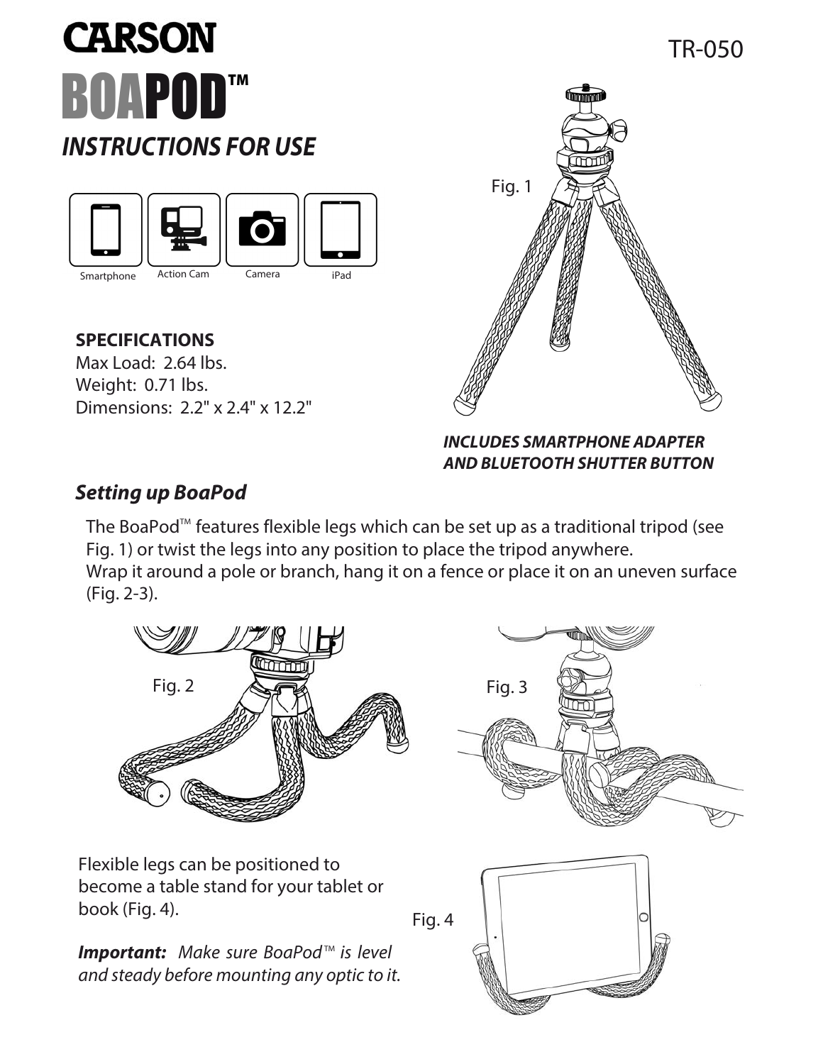# CARSON

TR-050

# BOAPOD™

## INSTRUCTIONS FOR USE

Smartphone | Action Cam | Camera | iPad

**SPECIFICATIONS**

Max Load: 2.64 lbs.

Weight: 0.71 lbs.

Dimensions: 2.2" x 2.4" x 12.2"

Fig. 1

***INCLUDES SMARTPHONE ADAPTER AND BLUETOOTH SHUTTER BUTTON***

### *Setting up BoaPod*

The BoaPod™ features flexible legs which can be set up as a traditional tripod (see Fig. 1) or twist the legs into any position to place the tripod anywhere.
Wrap it around a pole or branch, hang it on a fence or place it on an uneven surface (Fig. 2-3).

Fig. 2

Fig. 3

Flexible legs can be positioned to become a table stand for your tablet or book (Fig. 4).

***Important:*** *Make sure BoaPod™ is level and steady before mounting any optic to it.*

Fig. 4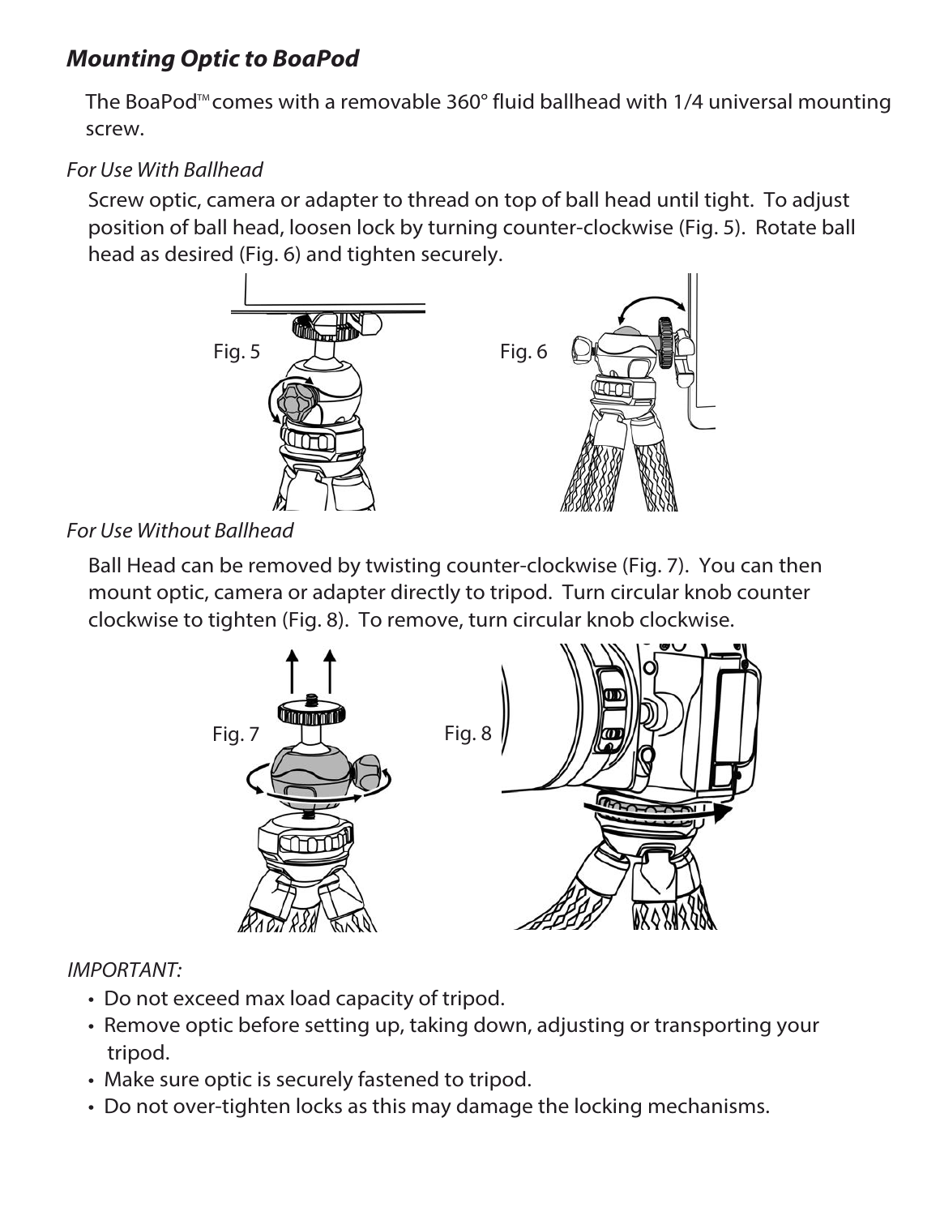## *Mounting Optic to BoaPod*

The BoaPod™ comes with a removable 360° fluid ballhead with 1/4 universal mounting screw.

*For Use With Ballhead*

Screw optic, camera or adapter to thread on top of ball head until tight. To adjust position of ball head, loosen lock by turning counter-clockwise (Fig. 5). Rotate ball head as desired (Fig. 6) and tighten securely.

Fig. 5

Fig. 6

*For Use Without Ballhead*

Ball Head can be removed by twisting counter-clockwise (Fig. 7). You can then mount optic, camera or adapter directly to tripod. Turn circular knob counter clockwise to tighten (Fig. 8). To remove, turn circular knob clockwise.

Fig. 7

Fig. 8

*IMPORTANT:*

- Do not exceed max load capacity of tripod.
- Remove optic before setting up, taking down, adjusting or transporting your tripod.
- Make sure optic is securely fastened to tripod.
- Do not over-tighten locks as this may damage the locking mechanisms.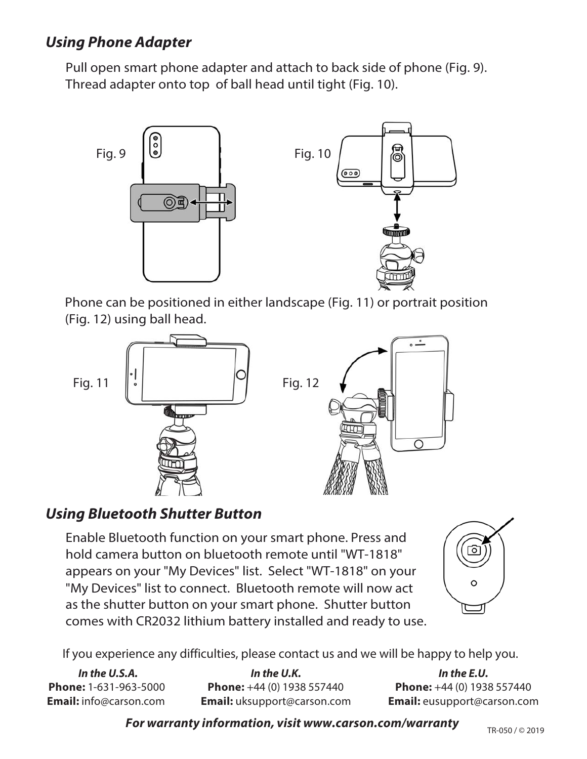## *Using Phone Adapter*

Pull open smart phone adapter and attach to back side of phone (Fig. 9). Thread adapter onto top of ball head until tight (Fig. 10).

Fig. 9

Fig. 10

Phone can be positioned in either landscape (Fig. 11) or portrait position (Fig. 12) using ball head.

Fig. 11

Fig. 12

## *Using Bluetooth Shutter Button*

Enable Bluetooth function on your smart phone. Press and hold camera button on bluetooth remote until "WT-1818" appears on your "My Devices" list. Select "WT-1818" on your "My Devices" list to connect. Bluetooth remote will now act as the shutter button on your smart phone. Shutter button comes with CR2032 lithium battery installed and ready to use.

If you experience any difficulties, please contact us and we will be happy to help you.

***In the U.S.A.***
**Phone:** 1-631-963-5000
**Email:** info@carson.com

***In the U.K.***
**Phone:** +44 (0) 1938 557440
**Email:** uksupport@carson.com

***In the E.U.***
**Phone:** +44 (0) 1938 557440
**Email:** eusupport@carson.com

***For warranty information, visit www.carson.com/warranty***

TR-050 / © 2019